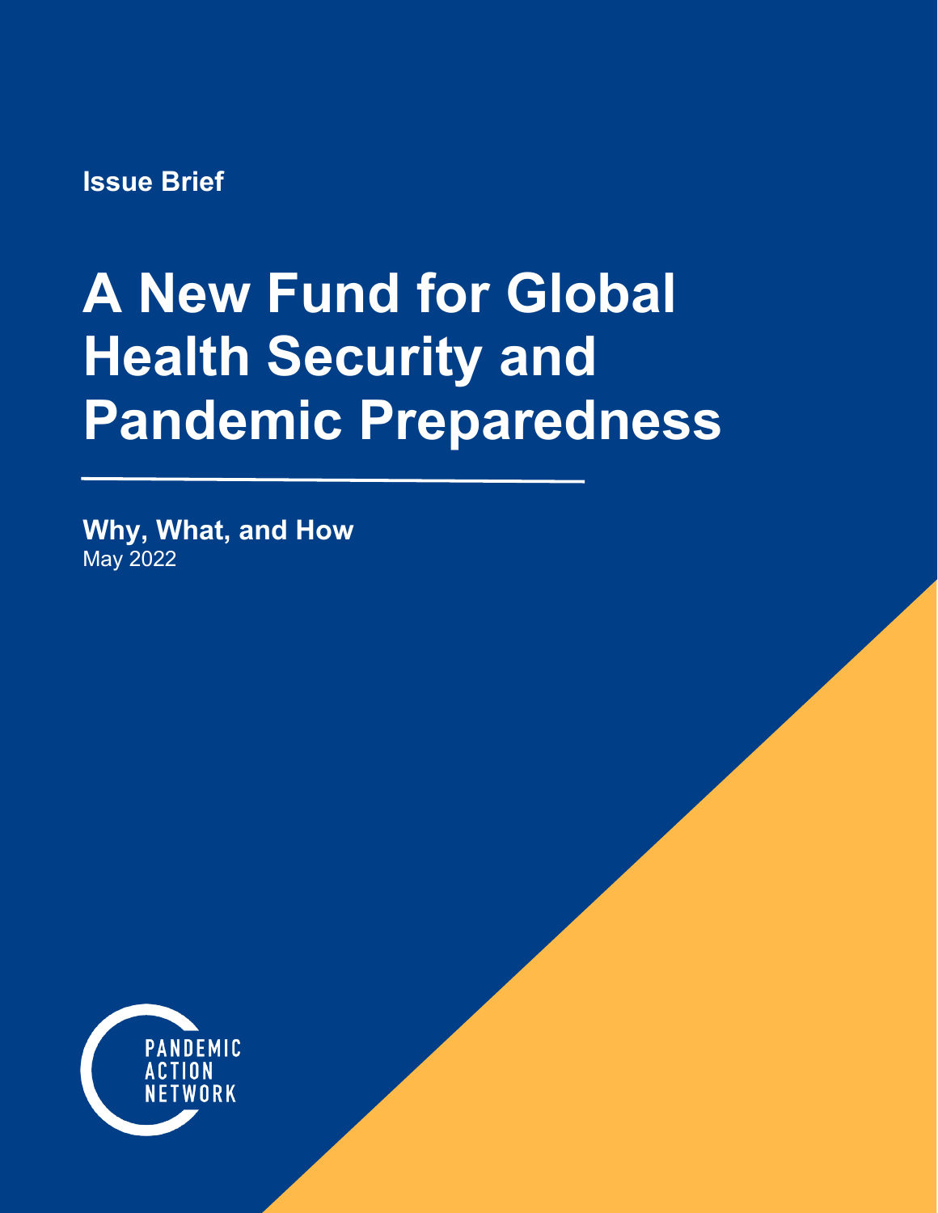**Issue Brief**

# A New Fund for Global Health Security and Pandemic Preparedness

**Why, What, and How**

May 2022

PANDEMIC ACTION NETWORK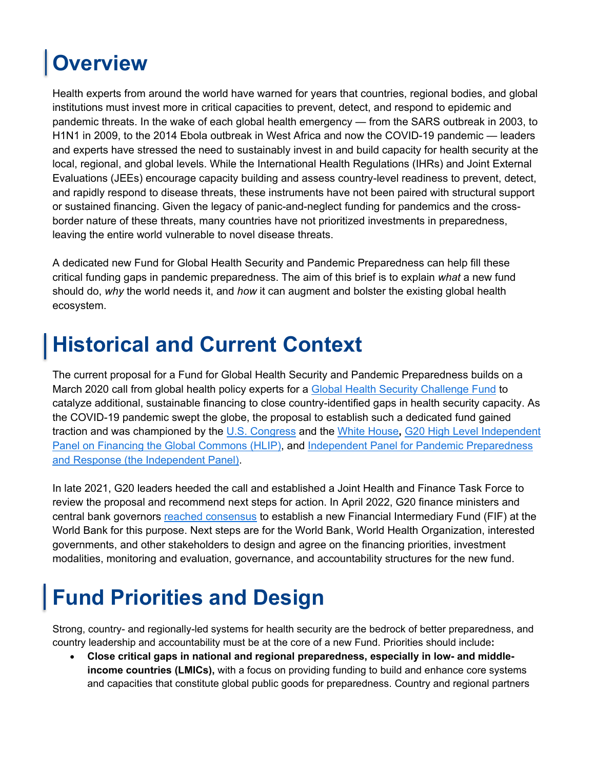# Overview

Health experts from around the world have warned for years that countries, regional bodies, and global institutions must invest more in critical capacities to prevent, detect, and respond to epidemic and pandemic threats. In the wake of each global health emergency — from the SARS outbreak in 2003, to H1N1 in 2009, to the 2014 Ebola outbreak in West Africa and now the COVID-19 pandemic — leaders and experts have stressed the need to sustainably invest in and build capacity for health security at the local, regional, and global levels. While the International Health Regulations (IHRs) and Joint External Evaluations (JEEs) encourage capacity building and assess country-level readiness to prevent, detect, and rapidly respond to disease threats, these instruments have not been paired with structural support or sustained financing. Given the legacy of panic-and-neglect funding for pandemics and the cross-border nature of these threats, many countries have not prioritized investments in preparedness, leaving the entire world vulnerable to novel disease threats.

A dedicated new Fund for Global Health Security and Pandemic Preparedness can help fill these critical funding gaps in pandemic preparedness. The aim of this brief is to explain *what* a new fund should do, *why* the world needs it, and *how* it can augment and bolster the existing global health ecosystem.

# Historical and Current Context

The current proposal for a Fund for Global Health Security and Pandemic Preparedness builds on a March 2020 call from global health policy experts for a Global Health Security Challenge Fund to catalyze additional, sustainable financing to close country-identified gaps in health security capacity. As the COVID-19 pandemic swept the globe, the proposal to establish such a dedicated fund gained traction and was championed by the U.S. Congress and the White House**,** G20 High Level Independent Panel on Financing the Global Commons (HLIP), and Independent Panel for Pandemic Preparedness and Response (the Independent Panel).

In late 2021, G20 leaders heeded the call and established a Joint Health and Finance Task Force to review the proposal and recommend next steps for action. In April 2022, G20 finance ministers and central bank governors reached consensus to establish a new Financial Intermediary Fund (FIF) at the World Bank for this purpose. Next steps are for the World Bank, World Health Organization, interested governments, and other stakeholders to design and agree on the financing priorities, investment modalities, monitoring and evaluation, governance, and accountability structures for the new fund.

# Fund Priorities and Design

Strong, country- and regionally-led systems for health security are the bedrock of better preparedness, and country leadership and accountability must be at the core of a new Fund. Priorities should include**:**

- **Close critical gaps in national and regional preparedness, especially in low- and middle-income countries (LMICs),** with a focus on providing funding to build and enhance core systems and capacities that constitute global public goods for preparedness. Country and regional partners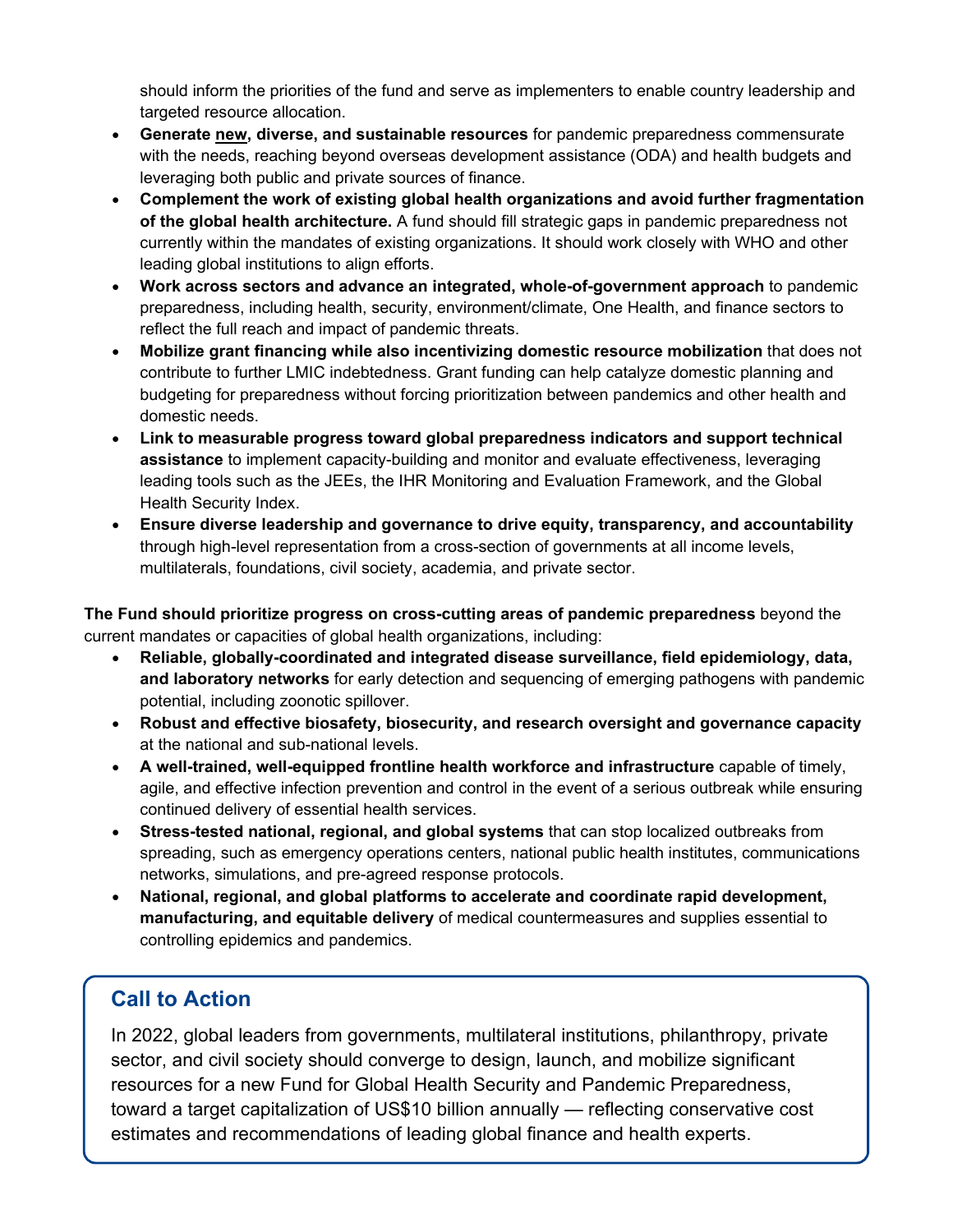should inform the priorities of the fund and serve as implementers to enable country leadership and targeted resource allocation.

- **Generate new, diverse, and sustainable resources** for pandemic preparedness commensurate with the needs, reaching beyond overseas development assistance (ODA) and health budgets and leveraging both public and private sources of finance.
- **Complement the work of existing global health organizations and avoid further fragmentation of the global health architecture.** A fund should fill strategic gaps in pandemic preparedness not currently within the mandates of existing organizations. It should work closely with WHO and other leading global institutions to align efforts.
- **Work across sectors and advance an integrated, whole-of-government approach** to pandemic preparedness, including health, security, environment/climate, One Health, and finance sectors to reflect the full reach and impact of pandemic threats.
- **Mobilize grant financing while also incentivizing domestic resource mobilization** that does not contribute to further LMIC indebtedness. Grant funding can help catalyze domestic planning and budgeting for preparedness without forcing prioritization between pandemics and other health and domestic needs.
- **Link to measurable progress toward global preparedness indicators and support technical assistance** to implement capacity-building and monitor and evaluate effectiveness, leveraging leading tools such as the JEEs, the IHR Monitoring and Evaluation Framework, and the Global Health Security Index.
- **Ensure diverse leadership and governance to drive equity, transparency, and accountability** through high-level representation from a cross-section of governments at all income levels, multilaterals, foundations, civil society, academia, and private sector.

**The Fund should prioritize progress on cross-cutting areas of pandemic preparedness** beyond the current mandates or capacities of global health organizations, including:

- **Reliable, globally-coordinated and integrated disease surveillance, field epidemiology, data, and laboratory networks** for early detection and sequencing of emerging pathogens with pandemic potential, including zoonotic spillover.
- **Robust and effective biosafety, biosecurity, and research oversight and governance capacity** at the national and sub-national levels.
- **A well-trained, well-equipped frontline health workforce and infrastructure** capable of timely, agile, and effective infection prevention and control in the event of a serious outbreak while ensuring continued delivery of essential health services.
- **Stress-tested national, regional, and global systems** that can stop localized outbreaks from spreading, such as emergency operations centers, national public health institutes, communications networks, simulations, and pre-agreed response protocols.
- **National, regional, and global platforms to accelerate and coordinate rapid development, manufacturing, and equitable delivery** of medical countermeasures and supplies essential to controlling epidemics and pandemics.

## Call to Action

In 2022, global leaders from governments, multilateral institutions, philanthropy, private sector, and civil society should converge to design, launch, and mobilize significant resources for a new Fund for Global Health Security and Pandemic Preparedness, toward a target capitalization of US$10 billion annually — reflecting conservative cost estimates and recommendations of leading global finance and health experts.